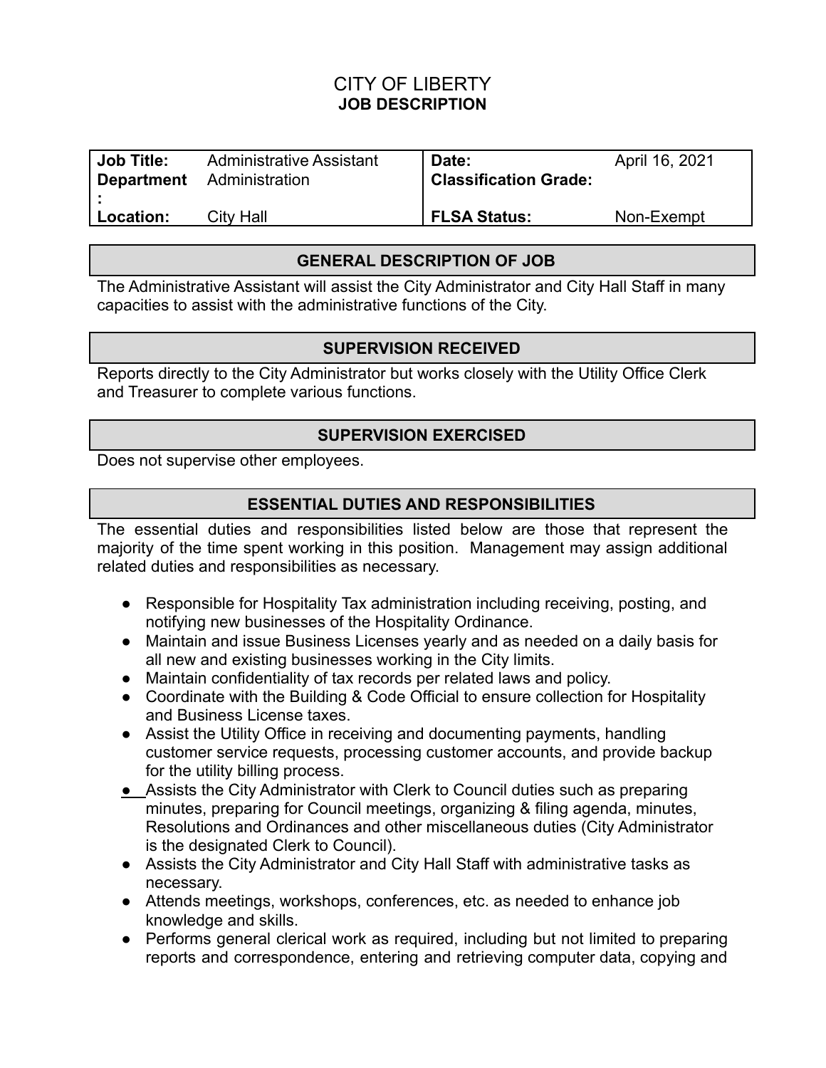# CITY OF LIBERTY
## JOB DESCRIPTION

| | | | |
|---|---|---|---|
| **Job Title:** | Administrative Assistant | **Date:** | April 16, 2021 |
| **Department:** | Administration | **Classification Grade:** | |
| **Location:** | City Hall | **FLSA Status:** | Non-Exempt |

## GENERAL DESCRIPTION OF JOB

The Administrative Assistant will assist the City Administrator and City Hall Staff in many capacities to assist with the administrative functions of the City.

## SUPERVISION RECEIVED

Reports directly to the City Administrator but works closely with the Utility Office Clerk and Treasurer to complete various functions.

## SUPERVISION EXERCISED

Does not supervise other employees.

## ESSENTIAL DUTIES AND RESPONSIBILITIES

The essential duties and responsibilities listed below are those that represent the majority of the time spent working in this position. Management may assign additional related duties and responsibilities as necessary.

- Responsible for Hospitality Tax administration including receiving, posting, and notifying new businesses of the Hospitality Ordinance.
- Maintain and issue Business Licenses yearly and as needed on a daily basis for all new and existing businesses working in the City limits.
- Maintain confidentiality of tax records per related laws and policy.
- Coordinate with the Building & Code Official to ensure collection for Hospitality and Business License taxes.
- Assist the Utility Office in receiving and documenting payments, handling customer service requests, processing customer accounts, and provide backup for the utility billing process.
- Assists the City Administrator with Clerk to Council duties such as preparing minutes, preparing for Council meetings, organizing & filing agenda, minutes, Resolutions and Ordinances and other miscellaneous duties (City Administrator is the designated Clerk to Council).
- Assists the City Administrator and City Hall Staff with administrative tasks as necessary.
- Attends meetings, workshops, conferences, etc. as needed to enhance job knowledge and skills.
- Performs general clerical work as required, including but not limited to preparing reports and correspondence, entering and retrieving computer data, copying and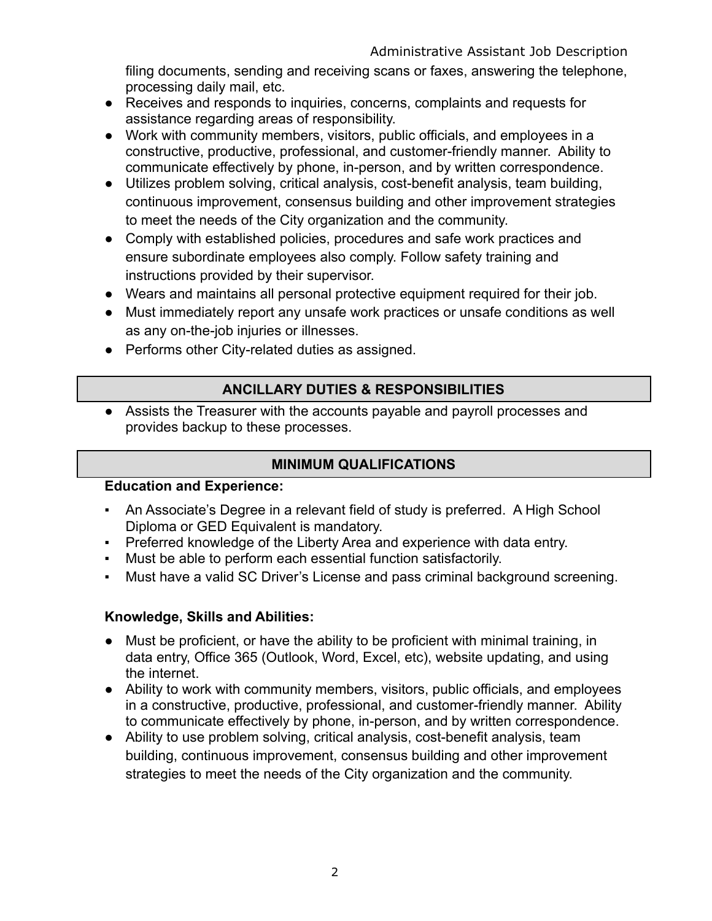filing documents, sending and receiving scans or faxes, answering the telephone, processing daily mail, etc.

- Receives and responds to inquiries, concerns, complaints and requests for assistance regarding areas of responsibility.
- Work with community members, visitors, public officials, and employees in a constructive, productive, professional, and customer-friendly manner. Ability to communicate effectively by phone, in-person, and by written correspondence.
- Utilizes problem solving, critical analysis, cost-benefit analysis, team building, continuous improvement, consensus building and other improvement strategies to meet the needs of the City organization and the community.
- Comply with established policies, procedures and safe work practices and ensure subordinate employees also comply. Follow safety training and instructions provided by their supervisor.
- Wears and maintains all personal protective equipment required for their job.
- Must immediately report any unsafe work practices or unsafe conditions as well as any on-the-job injuries or illnesses.
- Performs other City-related duties as assigned.

## ANCILLARY DUTIES & RESPONSIBILITIES

- Assists the Treasurer with the accounts payable and payroll processes and provides backup to these processes.

## MINIMUM QUALIFICATIONS

**Education and Experience:**

- An Associate's Degree in a relevant field of study is preferred. A High School Diploma or GED Equivalent is mandatory.
- Preferred knowledge of the Liberty Area and experience with data entry.
- Must be able to perform each essential function satisfactorily.
- Must have a valid SC Driver's License and pass criminal background screening.

**Knowledge, Skills and Abilities:**

- Must be proficient, or have the ability to be proficient with minimal training, in data entry, Office 365 (Outlook, Word, Excel, etc), website updating, and using the internet.
- Ability to work with community members, visitors, public officials, and employees in a constructive, productive, professional, and customer-friendly manner. Ability to communicate effectively by phone, in-person, and by written correspondence.
- Ability to use problem solving, critical analysis, cost-benefit analysis, team building, continuous improvement, consensus building and other improvement strategies to meet the needs of the City organization and the community.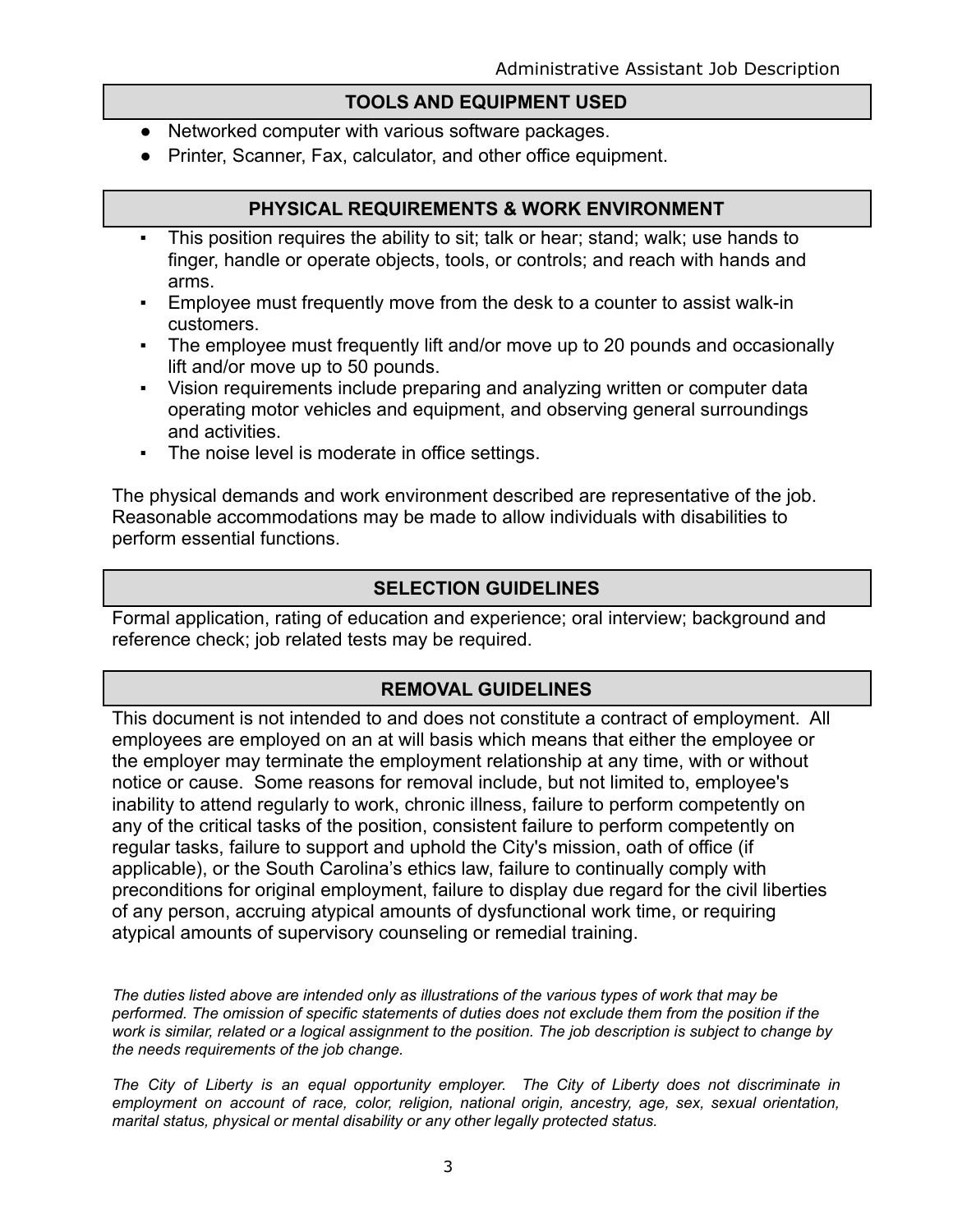## TOOLS AND EQUIPMENT USED

- Networked computer with various software packages.
- Printer, Scanner, Fax, calculator, and other office equipment.

## PHYSICAL REQUIREMENTS & WORK ENVIRONMENT

- This position requires the ability to sit; talk or hear; stand; walk; use hands to finger, handle or operate objects, tools, or controls; and reach with hands and arms.
- Employee must frequently move from the desk to a counter to assist walk-in customers.
- The employee must frequently lift and/or move up to 20 pounds and occasionally lift and/or move up to 50 pounds.
- Vision requirements include preparing and analyzing written or computer data operating motor vehicles and equipment, and observing general surroundings and activities.
- The noise level is moderate in office settings.

The physical demands and work environment described are representative of the job. Reasonable accommodations may be made to allow individuals with disabilities to perform essential functions.

## SELECTION GUIDELINES

Formal application, rating of education and experience; oral interview; background and reference check; job related tests may be required.

## REMOVAL GUIDELINES

This document is not intended to and does not constitute a contract of employment. All employees are employed on an at will basis which means that either the employee or the employer may terminate the employment relationship at any time, with or without notice or cause. Some reasons for removal include, but not limited to, employee's inability to attend regularly to work, chronic illness, failure to perform competently on any of the critical tasks of the position, consistent failure to perform competently on regular tasks, failure to support and uphold the City's mission, oath of office (if applicable), or the South Carolina's ethics law, failure to continually comply with preconditions for original employment, failure to display due regard for the civil liberties of any person, accruing atypical amounts of dysfunctional work time, or requiring atypical amounts of supervisory counseling or remedial training.

*The duties listed above are intended only as illustrations of the various types of work that may be performed. The omission of specific statements of duties does not exclude them from the position if the work is similar, related or a logical assignment to the position. The job description is subject to change by the needs requirements of the job change.*

*The City of Liberty is an equal opportunity employer. The City of Liberty does not discriminate in employment on account of race, color, religion, national origin, ancestry, age, sex, sexual orientation, marital status, physical or mental disability or any other legally protected status.*